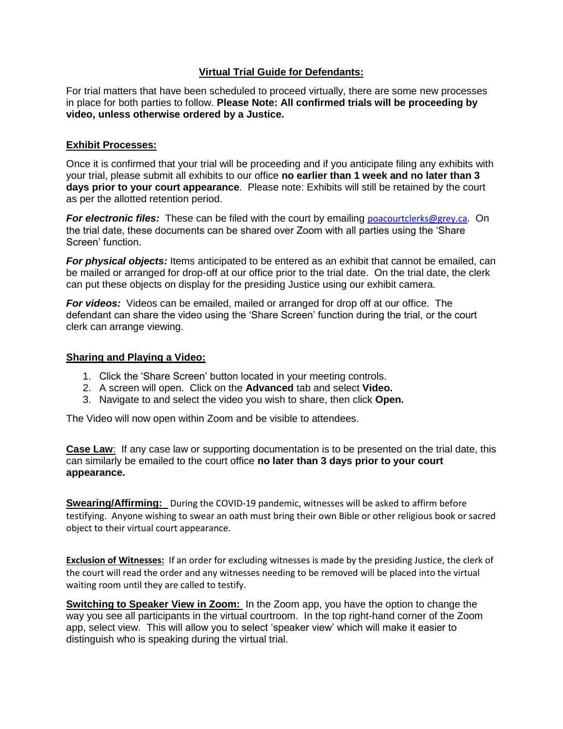# Virtual Trial Guide for Defendants:

For trial matters that have been scheduled to proceed virtually, there are some new processes in place for both parties to follow. **Please Note: All confirmed trials will be proceeding by video, unless otherwise ordered by a Justice.**

## Exhibit Processes:

Once it is confirmed that your trial will be proceeding and if you anticipate filing any exhibits with your trial, please submit all exhibits to our office **no earlier than 1 week and no later than 3 days prior to your court appearance**. Please note: Exhibits will still be retained by the court as per the allotted retention period.

***For electronic files:*** These can be filed with the court by emailing poacourtclerks@grey.ca. On the trial date, these documents can be shared over Zoom with all parties using the 'Share Screen' function.

***For physical objects:*** Items anticipated to be entered as an exhibit that cannot be emailed, can be mailed or arranged for drop-off at our office prior to the trial date. On the trial date, the clerk can put these objects on display for the presiding Justice using our exhibit camera.

***For videos:*** Videos can be emailed, mailed or arranged for drop off at our office. The defendant can share the video using the 'Share Screen' function during the trial, or the court clerk can arrange viewing.

## Sharing and Playing a Video:

1. Click the 'Share Screen' button located in your meeting controls.
2. A screen will open. Click on the **Advanced** tab and select **Video.**
3. Navigate to and select the video you wish to share, then click **Open.**

The Video will now open within Zoom and be visible to attendees.

**Case Law**: If any case law or supporting documentation is to be presented on the trial date, this can similarly be emailed to the court office **no later than 3 days prior to your court appearance.**

**Swearing/Affirming:** During the COVID-19 pandemic, witnesses will be asked to affirm before testifying. Anyone wishing to swear an oath must bring their own Bible or other religious book or sacred object to their virtual court appearance.

**Exclusion of Witnesses:** If an order for excluding witnesses is made by the presiding Justice, the clerk of the court will read the order and any witnesses needing to be removed will be placed into the virtual waiting room until they are called to testify.

**Switching to Speaker View in Zoom:** In the Zoom app, you have the option to change the way you see all participants in the virtual courtroom. In the top right-hand corner of the Zoom app, select view. This will allow you to select 'speaker view' which will make it easier to distinguish who is speaking during the virtual trial.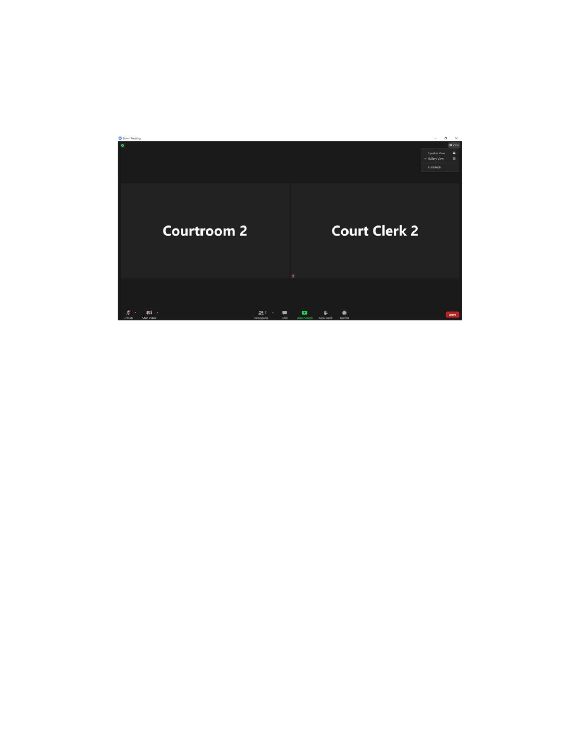Zoom Meeting

View

Speaker View

✓ Gallery View

Fullscreen

Courtroom 2

Court Clerk 2

Unmute

Start Video

Participants

Chat

Share Screen

Raise Hand

Record

Leave